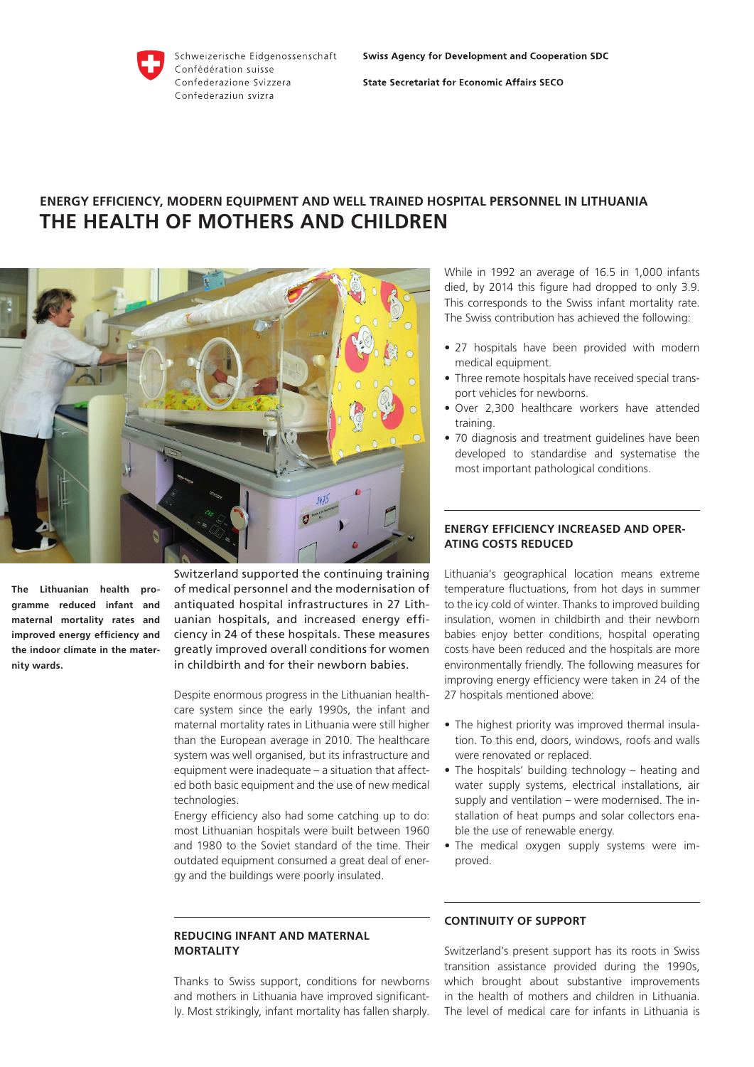Schweizerische Eidgenossenschaft
Confédération suisse
Confederazione Svizzera
Confederaziun svizra

**Swiss Agency for Development and Cooperation SDC**

**State Secretariat for Economic Affairs SECO**

## ENERGY EFFICIENCY, MODERN EQUIPMENT AND WELL TRAINED HOSPITAL PERSONNEL IN LITHUANIA

# THE HEALTH OF MOTHERS AND CHILDREN

**The Lithuanian health programme reduced infant and maternal mortality rates and improved energy efficiency and the indoor climate in the maternity wards.**

Switzerland supported the continuing training of medical personnel and the modernisation of antiquated hospital infrastructures in 27 Lithuanian hospitals, and increased energy efficiency in 24 of these hospitals. These measures greatly improved overall conditions for women in childbirth and for their newborn babies.

Despite enormous progress in the Lithuanian healthcare system since the early 1990s, the infant and maternal mortality rates in Lithuania were still higher than the European average in 2010. The healthcare system was well organised, but its infrastructure and equipment were inadequate – a situation that affected both basic equipment and the use of new medical technologies.

Energy efficiency also had some catching up to do: most Lithuanian hospitals were built between 1960 and 1980 to the Soviet standard of the time. Their outdated equipment consumed a great deal of energy and the buildings were poorly insulated.

### REDUCING INFANT AND MATERNAL MORTALITY

Thanks to Swiss support, conditions for newborns and mothers in Lithuania have improved significantly. Most strikingly, infant mortality has fallen sharply. While in 1992 an average of 16.5 in 1,000 infants died, by 2014 this figure had dropped to only 3.9. This corresponds to the Swiss infant mortality rate. The Swiss contribution has achieved the following:

- 27 hospitals have been provided with modern medical equipment.
- Three remote hospitals have received special transport vehicles for newborns.
- Over 2,300 healthcare workers have attended training.
- 70 diagnosis and treatment guidelines have been developed to standardise and systematise the most important pathological conditions.

### ENERGY EFFICIENCY INCREASED AND OPERATING COSTS REDUCED

Lithuania's geographical location means extreme temperature fluctuations, from hot days in summer to the icy cold of winter. Thanks to improved building insulation, women in childbirth and their newborn babies enjoy better conditions, hospital operating costs have been reduced and the hospitals are more environmentally friendly. The following measures for improving energy efficiency were taken in 24 of the 27 hospitals mentioned above:

- The highest priority was improved thermal insulation. To this end, doors, windows, roofs and walls were renovated or replaced.
- The hospitals' building technology – heating and water supply systems, electrical installations, air supply and ventilation – were modernised. The installation of heat pumps and solar collectors enable the use of renewable energy.
- The medical oxygen supply systems were improved.

### CONTINUITY OF SUPPORT

Switzerland's present support has its roots in Swiss transition assistance provided during the 1990s, which brought about substantive improvements in the health of mothers and children in Lithuania. The level of medical care for infants in Lithuania is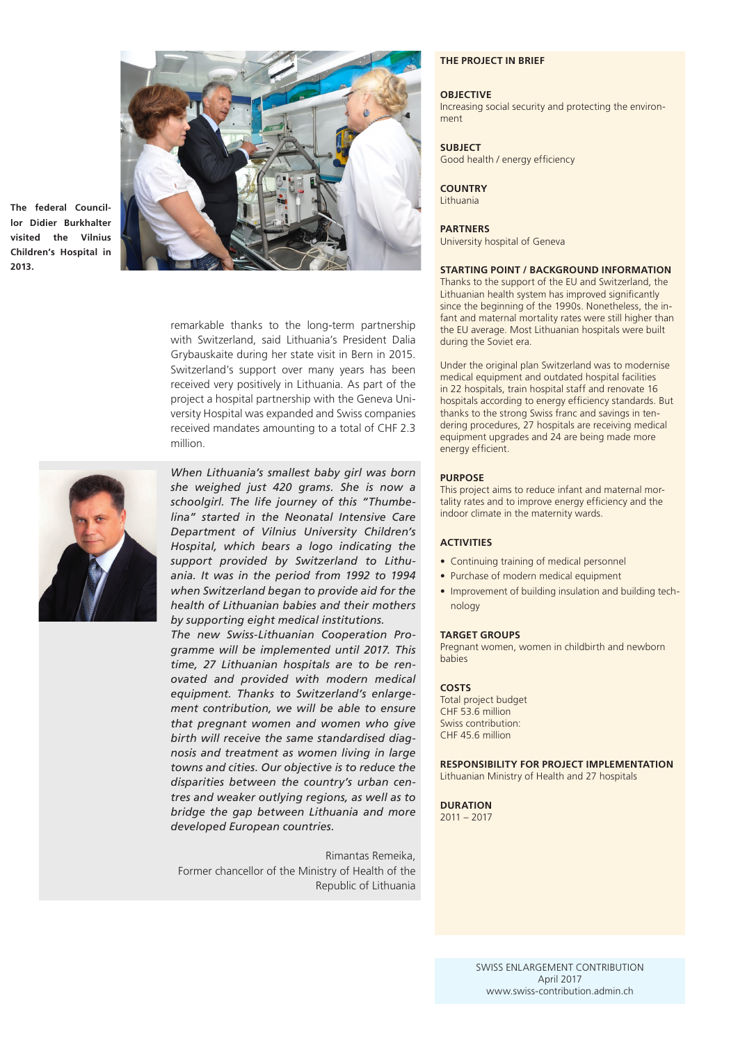**The federal Councillor Didier Burkhalter visited the Vilnius Children's Hospital in 2013.**

remarkable thanks to the long-term partnership with Switzerland, said Lithuania's President Dalia Grybauskaite during her state visit in Bern in 2015. Switzerland's support over many years has been received very positively in Lithuania. As part of the project a hospital partnership with the Geneva University Hospital was expanded and Swiss companies received mandates amounting to a total of CHF 2.3 million.

*When Lithuania's smallest baby girl was born she weighed just 420 grams. She is now a schoolgirl. The life journey of this "Thumbelina" started in the Neonatal Intensive Care Department of Vilnius University Children's Hospital, which bears a logo indicating the support provided by Switzerland to Lithuania. It was in the period from 1992 to 1994 when Switzerland began to provide aid for the health of Lithuanian babies and their mothers by supporting eight medical institutions.*

*The new Swiss-Lithuanian Cooperation Programme will be implemented until 2017. This time, 27 Lithuanian hospitals are to be renovated and provided with modern medical equipment. Thanks to Switzerland's enlargement contribution, we will be able to ensure that pregnant women and women who give birth will receive the same standardised diagnosis and treatment as women living in large towns and cities. Our objective is to reduce the disparities between the country's urban centres and weaker outlying regions, as well as to bridge the gap between Lithuania and more developed European countries.*

Rimantas Remeika,
Former chancellor of the Ministry of Health of the Republic of Lithuania

## THE PROJECT IN BRIEF

**OBJECTIVE**
Increasing social security and protecting the environment

**SUBJECT**
Good health / energy efficiency

**COUNTRY**
Lithuania

**PARTNERS**
University hospital of Geneva

**STARTING POINT / BACKGROUND INFORMATION**
Thanks to the support of the EU and Switzerland, the Lithuanian health system has improved significantly since the beginning of the 1990s. Nonetheless, the infant and maternal mortality rates were still higher than the EU average. Most Lithuanian hospitals were built during the Soviet era.

Under the original plan Switzerland was to modernise medical equipment and outdated hospital facilities in 22 hospitals, train hospital staff and renovate 16 hospitals according to energy efficiency standards. But thanks to the strong Swiss franc and savings in tendering procedures, 27 hospitals are receiving medical equipment upgrades and 24 are being made more energy efficient.

**PURPOSE**
This project aims to reduce infant and maternal mortality rates and to improve energy efficiency and the indoor climate in the maternity wards.

**ACTIVITIES**

- Continuing training of medical personnel
- Purchase of modern medical equipment
- Improvement of building insulation and building technology

**TARGET GROUPS**
Pregnant women, women in childbirth and newborn babies

**COSTS**
Total project budget
CHF 53.6 million
Swiss contribution:
CHF 45.6 million

**RESPONSIBILITY FOR PROJECT IMPLEMENTATION**
Lithuanian Ministry of Health and 27 hospitals

**DURATION**
2011 – 2017

SWISS ENLARGEMENT CONTRIBUTION
April 2017
www.swiss-contribution.admin.ch